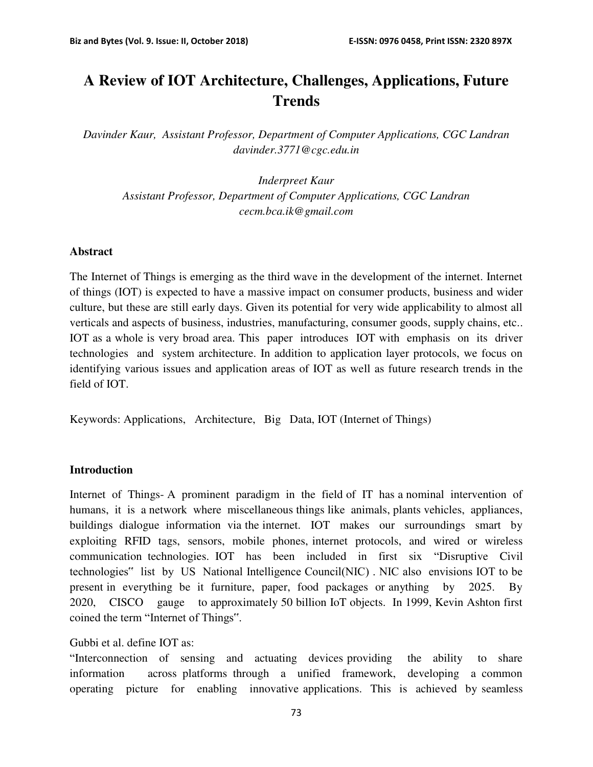# A Review of IOT Architecture, Challenges, Applications, Future Trends

*Davinder Kaur, Assistant Professor, Department of Computer Applications, CGC Landran*
*davinder.3771@cgc.edu.in*

*Inderpreet Kaur*
*Assistant Professor, Department of Computer Applications, CGC Landran*
*cecm.bca.ik@gmail.com*

## Abstract

The Internet of Things is emerging as the third wave in the development of the internet. Internet of things (IOT) is expected to have a massive impact on consumer products, business and wider culture, but these are still early days. Given its potential for very wide applicability to almost all verticals and aspects of business, industries, manufacturing, consumer goods, supply chains, etc.. IOT as a whole is very broad area. This paper introduces IOT with emphasis on its driver technologies and system architecture. In addition to application layer protocols, we focus on identifying various issues and application areas of IOT as well as future research trends in the field of IOT.

Keywords: Applications, Architecture, Big Data, IOT (Internet of Things)

## Introduction

Internet of Things- A prominent paradigm in the field of IT has a nominal intervention of humans, it is a network where miscellaneous things like animals, plants vehicles, appliances, buildings dialogue information via the internet. IOT makes our surroundings smart by exploiting RFID tags, sensors, mobile phones, internet protocols, and wired or wireless communication technologies. IOT has been included in first six "Disruptive Civil technologies" list by US National Intelligence Council(NIC) . NIC also envisions IOT to be present in everything be it furniture, paper, food packages or anything by 2025. By 2020, CISCO gauge to approximately 50 billion IoT objects. In 1999, Kevin Ashton first coined the term "Internet of Things".

Gubbi et al. define IOT as:

"Interconnection of sensing and actuating devices providing the ability to share information across platforms through a unified framework, developing a common operating picture for enabling innovative applications. This is achieved by seamless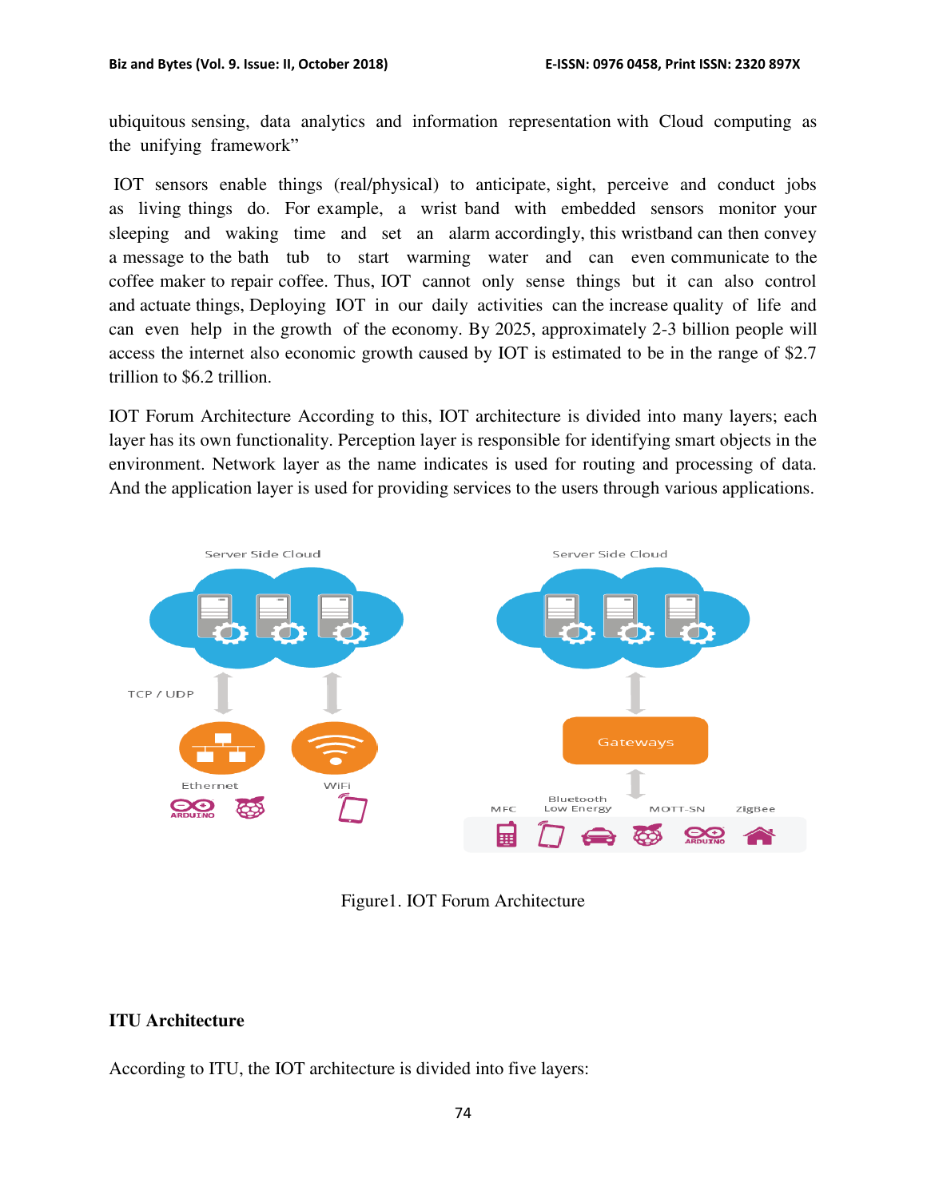ubiquitous sensing, data analytics and information representation with Cloud computing as the unifying framework”

IOT sensors enable things (real/physical) to anticipate, sight, perceive and conduct jobs as living things do. For example, a wrist band with embedded sensors monitor your sleeping and waking time and set an alarm accordingly, this wristband can then convey a message to the bath tub to start warming water and can even communicate to the coffee maker to repair coffee. Thus, IOT cannot only sense things but it can also control and actuate things, Deploying IOT in our daily activities can the increase quality of life and can even help in the growth of the economy. By 2025, approximately 2-3 billion people will access the internet also economic growth caused by IOT is estimated to be in the range of $2.7 trillion to $6.2 trillion.

IOT Forum Architecture According to this, IOT architecture is divided into many layers; each layer has its own functionality. Perception layer is responsible for identifying smart objects in the environment. Network layer as the name indicates is used for routing and processing of data. And the application layer is used for providing services to the users through various applications.

Figure1. IOT Forum Architecture

**ITU Architecture**

According to ITU, the IOT architecture is divided into five layers: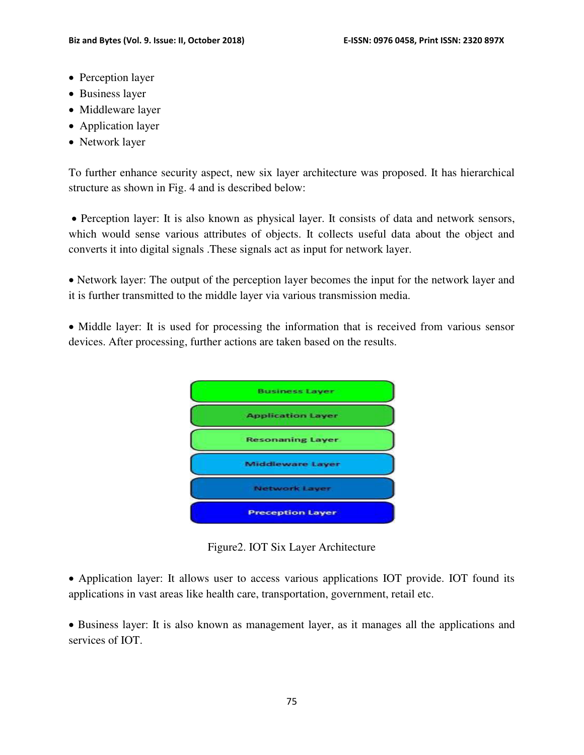- Perception layer
- Business layer
- Middleware layer
- Application layer
- Network layer

To further enhance security aspect, new six layer architecture was proposed. It has hierarchical structure as shown in Fig. 4 and is described below:

- Perception layer: It is also known as physical layer. It consists of data and network sensors, which would sense various attributes of objects. It collects useful data about the object and converts it into digital signals .These signals act as input for network layer.

- Network layer: The output of the perception layer becomes the input for the network layer and it is further transmitted to the middle layer via various transmission media.

- Middle layer: It is used for processing the information that is received from various sensor devices. After processing, further actions are taken based on the results.

Business Layer
Application Layer
Resonaning Layer
Middleware Layer
Network Layer
Preception Layer

Figure2. IOT Six Layer Architecture

- Application layer: It allows user to access various applications IOT provide. IOT found its applications in vast areas like health care, transportation, government, retail etc.

- Business layer: It is also known as management layer, as it manages all the applications and services of IOT.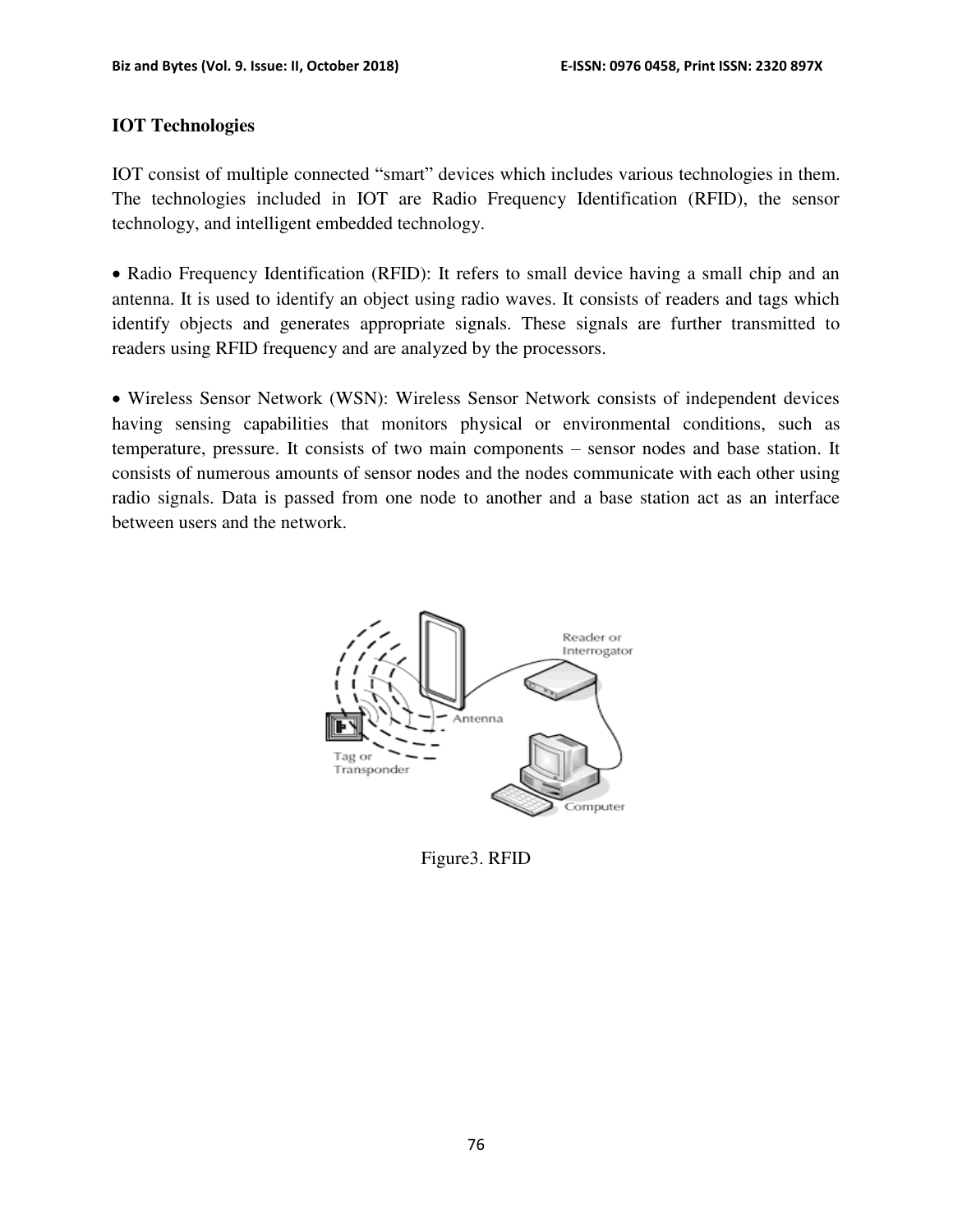**IOT Technologies**

IOT consist of multiple connected "smart" devices which includes various technologies in them. The technologies included in IOT are Radio Frequency Identification (RFID), the sensor technology, and intelligent embedded technology.

- Radio Frequency Identification (RFID): It refers to small device having a small chip and an antenna. It is used to identify an object using radio waves. It consists of readers and tags which identify objects and generates appropriate signals. These signals are further transmitted to readers using RFID frequency and are analyzed by the processors.

- Wireless Sensor Network (WSN): Wireless Sensor Network consists of independent devices having sensing capabilities that monitors physical or environmental conditions, such as temperature, pressure. It consists of two main components – sensor nodes and base station. It consists of numerous amounts of sensor nodes and the nodes communicate with each other using radio signals. Data is passed from one node to another and a base station act as an interface between users and the network.

Figure3. RFID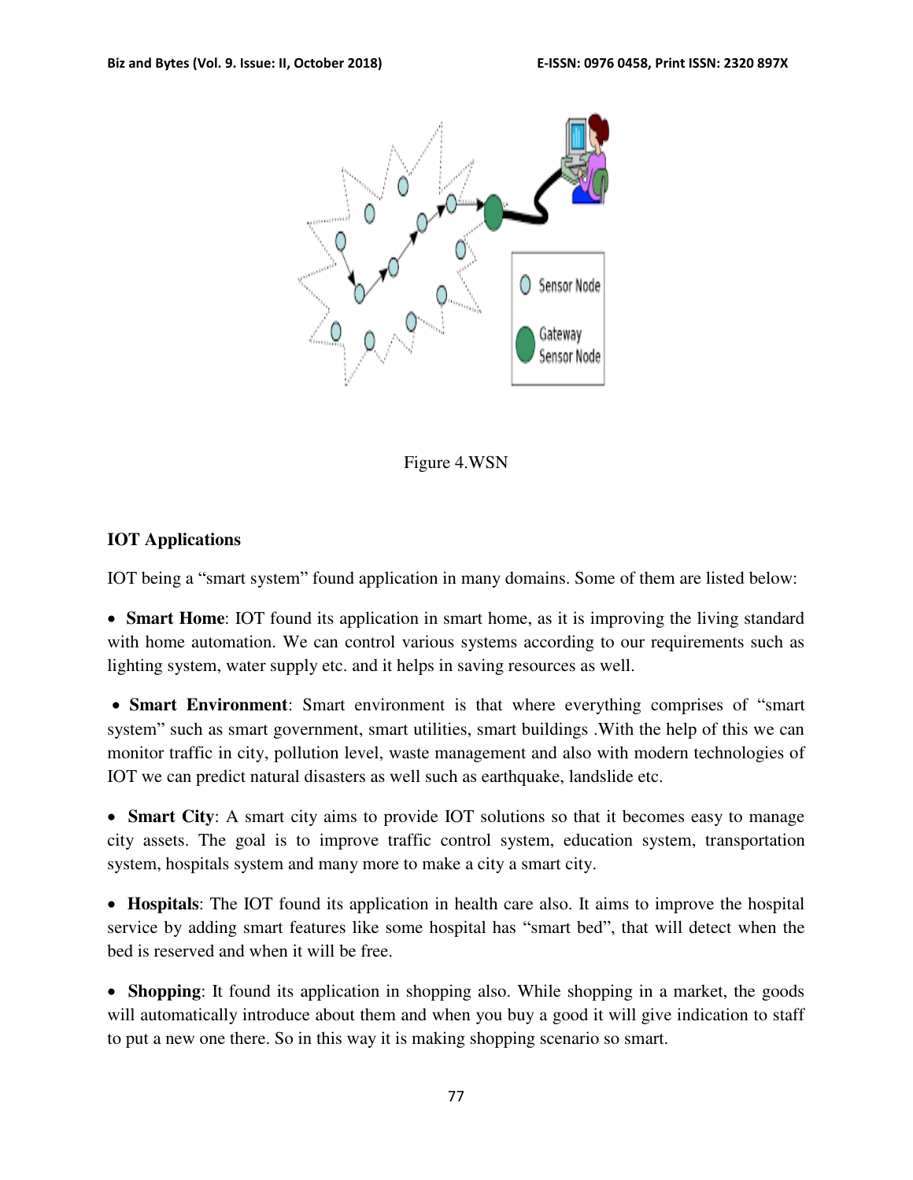Figure 4.WSN

**IOT Applications**

IOT being a "smart system" found application in many domains. Some of them are listed below:

- **Smart Home**: IOT found its application in smart home, as it is improving the living standard with home automation. We can control various systems according to our requirements such as lighting system, water supply etc. and it helps in saving resources as well.

- **Smart Environment**: Smart environment is that where everything comprises of "smart system" such as smart government, smart utilities, smart buildings .With the help of this we can monitor traffic in city, pollution level, waste management and also with modern technologies of IOT we can predict natural disasters as well such as earthquake, landslide etc.

- **Smart City**: A smart city aims to provide IOT solutions so that it becomes easy to manage city assets. The goal is to improve traffic control system, education system, transportation system, hospitals system and many more to make a city a smart city.

- **Hospitals**: The IOT found its application in health care also. It aims to improve the hospital service by adding smart features like some hospital has "smart bed", that will detect when the bed is reserved and when it will be free.

- **Shopping**: It found its application in shopping also. While shopping in a market, the goods will automatically introduce about them and when you buy a good it will give indication to staff to put a new one there. So in this way it is making shopping scenario so smart.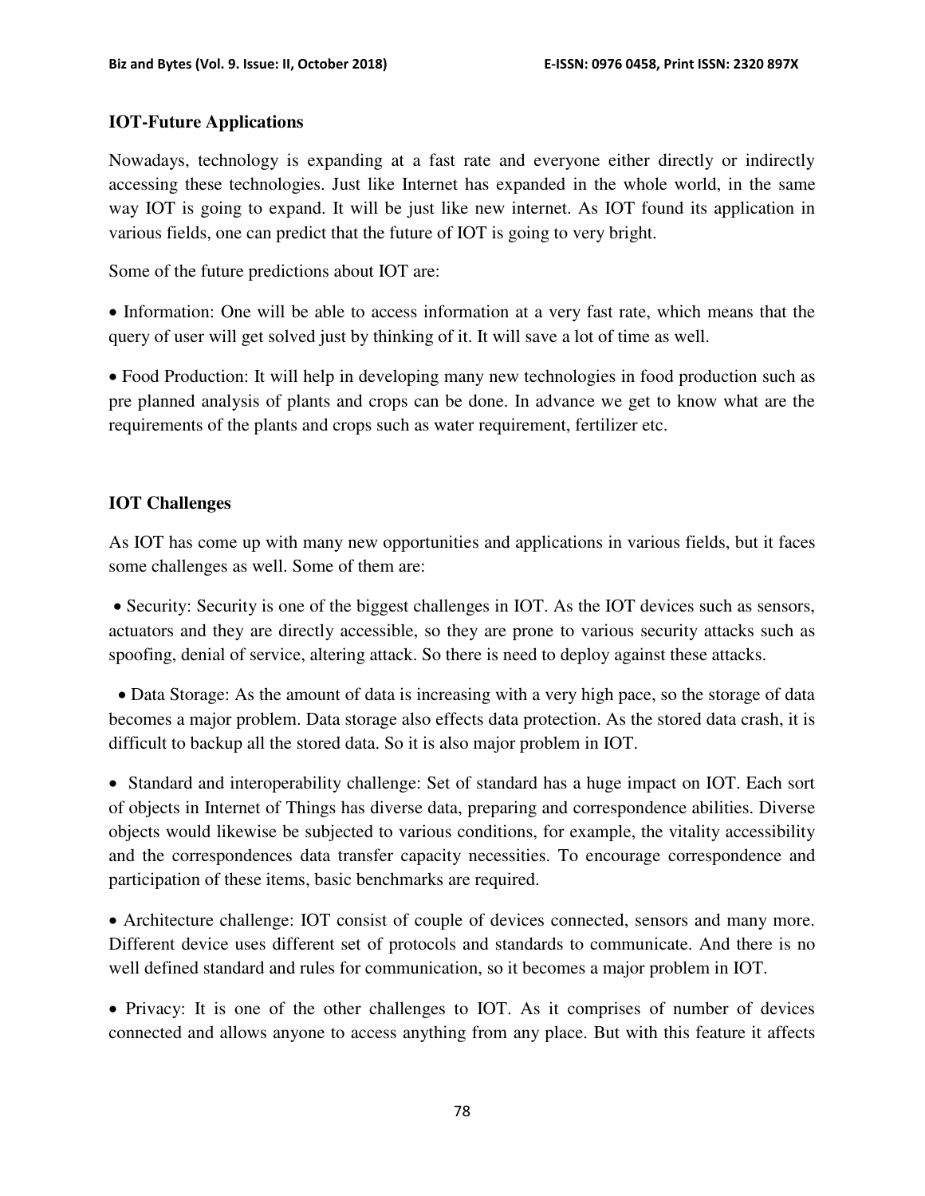**IOT-Future Applications**

Nowadays, technology is expanding at a fast rate and everyone either directly or indirectly accessing these technologies. Just like Internet has expanded in the whole world, in the same way IOT is going to expand. It will be just like new internet. As IOT found its application in various fields, one can predict that the future of IOT is going to very bright.

Some of the future predictions about IOT are:

- Information: One will be able to access information at a very fast rate, which means that the query of user will get solved just by thinking of it. It will save a lot of time as well.

- Food Production: It will help in developing many new technologies in food production such as pre planned analysis of plants and crops can be done. In advance we get to know what are the requirements of the plants and crops such as water requirement, fertilizer etc.

**IOT Challenges**

As IOT has come up with many new opportunities and applications in various fields, but it faces some challenges as well. Some of them are:

- Security: Security is one of the biggest challenges in IOT. As the IOT devices such as sensors, actuators and they are directly accessible, so they are prone to various security attacks such as spoofing, denial of service, altering attack. So there is need to deploy against these attacks.

- Data Storage: As the amount of data is increasing with a very high pace, so the storage of data becomes a major problem. Data storage also effects data protection. As the stored data crash, it is difficult to backup all the stored data. So it is also major problem in IOT.

- Standard and interoperability challenge: Set of standard has a huge impact on IOT. Each sort of objects in Internet of Things has diverse data, preparing and correspondence abilities. Diverse objects would likewise be subjected to various conditions, for example, the vitality accessibility and the correspondences data transfer capacity necessities. To encourage correspondence and participation of these items, basic benchmarks are required.

- Architecture challenge: IOT consist of couple of devices connected, sensors and many more. Different device uses different set of protocols and standards to communicate. And there is no well defined standard and rules for communication, so it becomes a major problem in IOT.

- Privacy: It is one of the other challenges to IOT. As it comprises of number of devices connected and allows anyone to access anything from any place. But with this feature it affects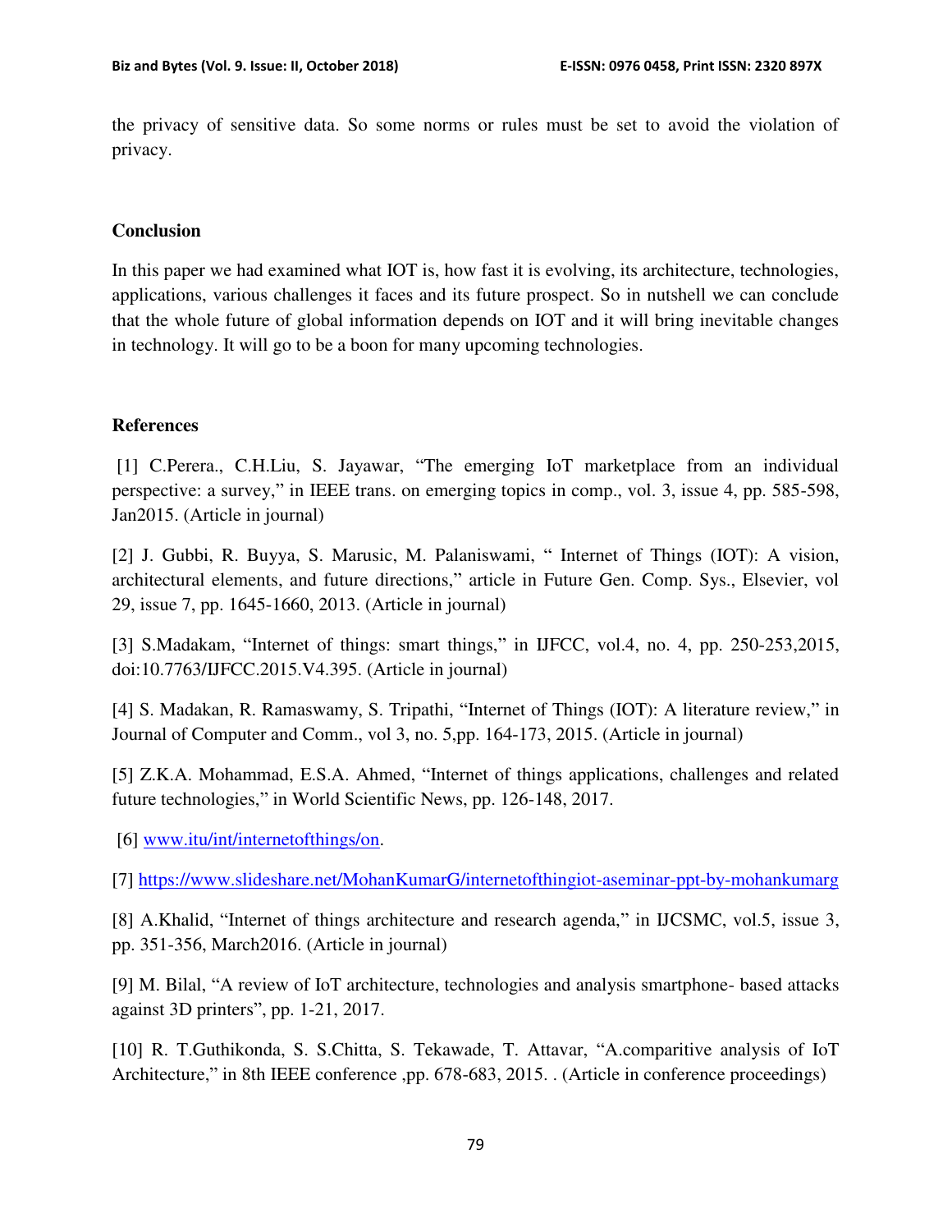the privacy of sensitive data. So some norms or rules must be set to avoid the violation of privacy.

## Conclusion

In this paper we had examined what IOT is, how fast it is evolving, its architecture, technologies, applications, various challenges it faces and its future prospect. So in nutshell we can conclude that the whole future of global information depends on IOT and it will bring inevitable changes in technology. It will go to be a boon for many upcoming technologies.

## References

[1] C.Perera., C.H.Liu, S. Jayawar, "The emerging IoT marketplace from an individual perspective: a survey," in IEEE trans. on emerging topics in comp., vol. 3, issue 4, pp. 585-598, Jan2015. (Article in journal)

[2] J. Gubbi, R. Buyya, S. Marusic, M. Palaniswami, " Internet of Things (IOT): A vision, architectural elements, and future directions," article in Future Gen. Comp. Sys., Elsevier, vol 29, issue 7, pp. 1645-1660, 2013. (Article in journal)

[3] S.Madakam, "Internet of things: smart things," in IJFCC, vol.4, no. 4, pp. 250-253,2015, doi:10.7763/IJFCC.2015.V4.395. (Article in journal)

[4] S. Madakan, R. Ramaswamy, S. Tripathi, "Internet of Things (IOT): A literature review," in Journal of Computer and Comm., vol 3, no. 5,pp. 164-173, 2015. (Article in journal)

[5] Z.K.A. Mohammad, E.S.A. Ahmed, "Internet of things applications, challenges and related future technologies," in World Scientific News, pp. 126-148, 2017.

[6] www.itu/int/internetofthings/on.

[7] https://www.slideshare.net/MohanKumarG/internetofthingiot-aseminar-ppt-by-mohankumarg

[8] A.Khalid, "Internet of things architecture and research agenda," in IJCSMC, vol.5, issue 3, pp. 351-356, March2016. (Article in journal)

[9] M. Bilal, "A review of IoT architecture, technologies and analysis smartphone- based attacks against 3D printers", pp. 1-21, 2017.

[10] R. T.Guthikonda, S. S.Chitta, S. Tekawade, T. Attavar, "A.comparitive analysis of IoT Architecture," in 8th IEEE conference ,pp. 678-683, 2015. . (Article in conference proceedings)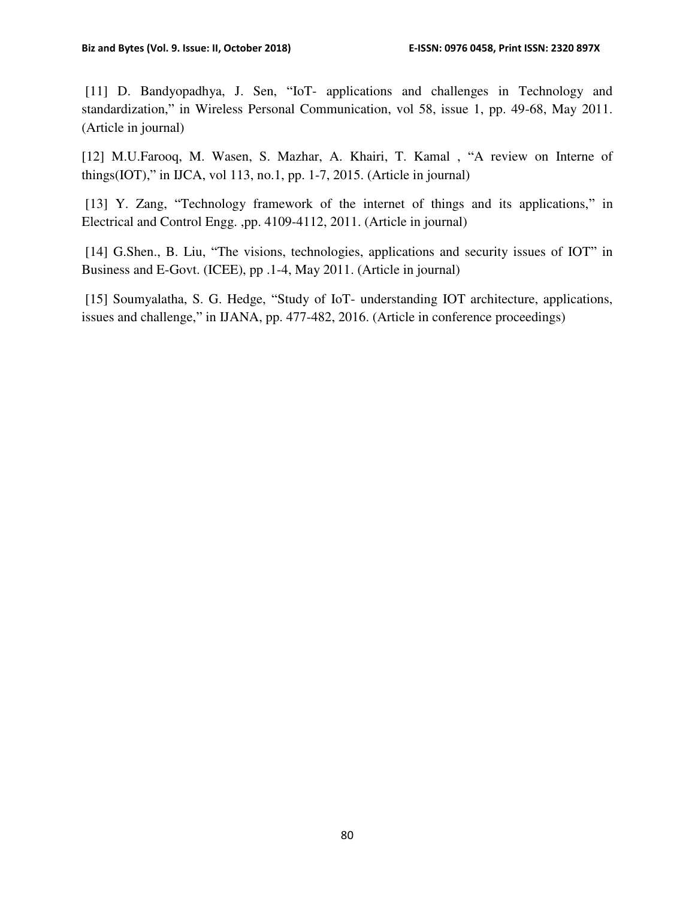[11] D. Bandyopadhya, J. Sen, "IoT- applications and challenges in Technology and standardization," in Wireless Personal Communication, vol 58, issue 1, pp. 49-68, May 2011. (Article in journal)

[12] M.U.Farooq, M. Wasen, S. Mazhar, A. Khairi, T. Kamal , "A review on Interne of things(IOT)," in IJCA, vol 113, no.1, pp. 1-7, 2015. (Article in journal)

[13] Y. Zang, "Technology framework of the internet of things and its applications," in Electrical and Control Engg. ,pp. 4109-4112, 2011. (Article in journal)

[14] G.Shen., B. Liu, "The visions, technologies, applications and security issues of IOT" in Business and E-Govt. (ICEE), pp .1-4, May 2011. (Article in journal)

[15] Soumyalatha, S. G. Hedge, "Study of IoT- understanding IOT architecture, applications, issues and challenge," in IJANA, pp. 477-482, 2016. (Article in conference proceedings)